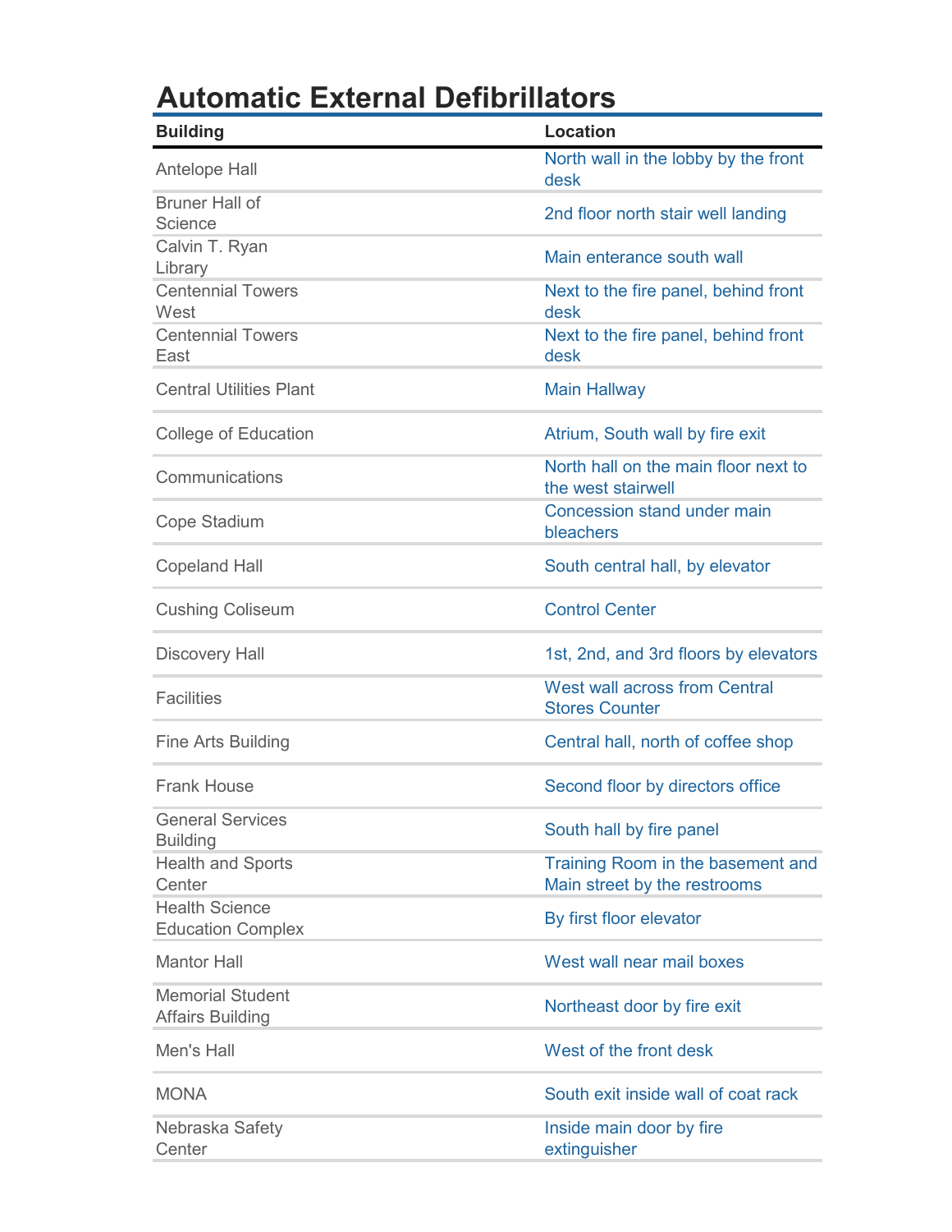# Automatic External Defibrillators

| Building | Location |
|---|---|
| Antelope Hall | North wall in the lobby by the front desk |
| Bruner Hall of Science | 2nd floor north stair well landing |
| Calvin T. Ryan Library | Main enterance south wall |
| Centennial Towers West | Next to the fire panel, behind front desk |
| Centennial Towers East | Next to the fire panel, behind front desk |
| Central Utilities Plant | Main Hallway |
| College of Education | Atrium, South wall by fire exit |
| Communications | North hall on the main floor next to the west stairwell |
| Cope Stadium | Concession stand under main bleachers |
| Copeland Hall | South central hall, by elevator |
| Cushing Coliseum | Control Center |
| Discovery Hall | 1st, 2nd, and 3rd floors by elevators |
| Facilities | West wall across from Central Stores Counter |
| Fine Arts Building | Central hall, north of coffee shop |
| Frank House | Second floor by directors office |
| General Services Building | South hall by fire panel |
| Health and Sports Center | Training Room in the basement and Main street by the restrooms |
| Health Science Education Complex | By first floor elevator |
| Mantor Hall | West wall near mail boxes |
| Memorial Student Affairs Building | Northeast door by fire exit |
| Men's Hall | West of the front desk |
| MONA | South exit inside wall of coat rack |
| Nebraska Safety Center | Inside main door by fire extinguisher |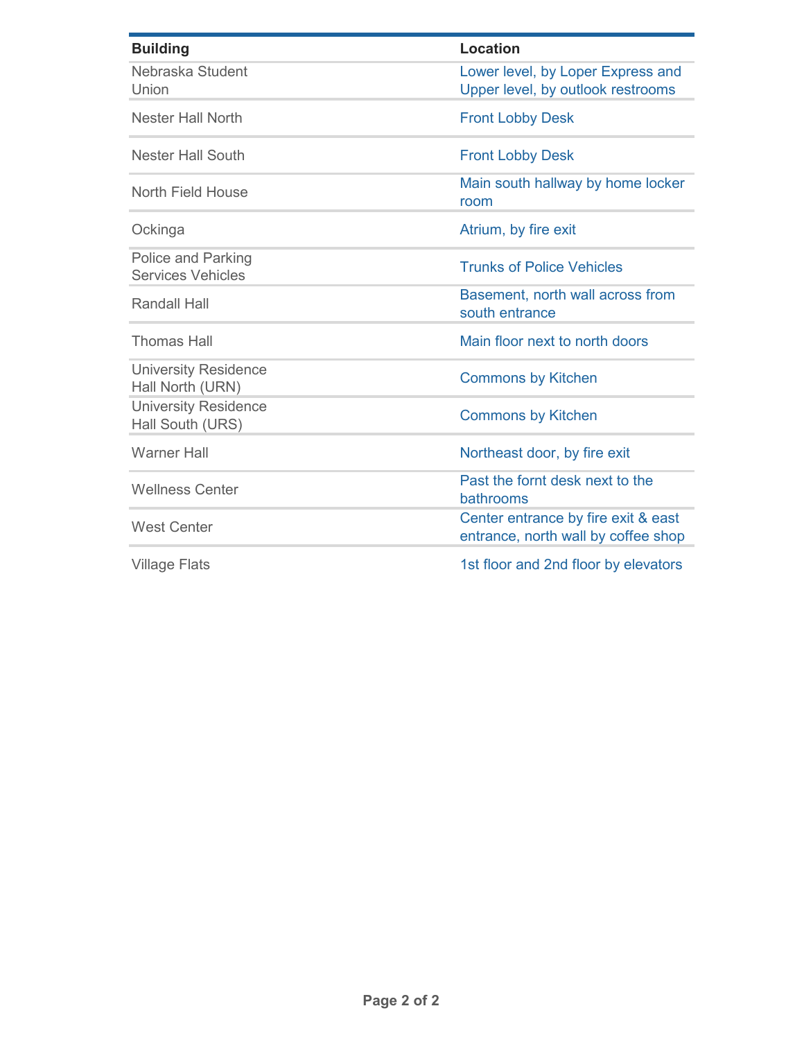| Building | Location |
|---|---|
| Nebraska Student Union | Lower level, by Loper Express and Upper level, by outlook restrooms |
| Nester Hall North | Front Lobby Desk |
| Nester Hall South | Front Lobby Desk |
| North Field House | Main south hallway by home locker room |
| Ockinga | Atrium, by fire exit |
| Police and Parking Services Vehicles | Trunks of Police Vehicles |
| Randall Hall | Basement, north wall across from south entrance |
| Thomas Hall | Main floor next to north doors |
| University Residence Hall North (URN) | Commons by Kitchen |
| University Residence Hall South (URS) | Commons by Kitchen |
| Warner Hall | Northeast door, by fire exit |
| Wellness Center | Past the fornt desk next to the bathrooms |
| West Center | Center entrance by fire exit & east entrance, north wall by coffee shop |
| Village Flats | 1st floor and 2nd floor by elevators |